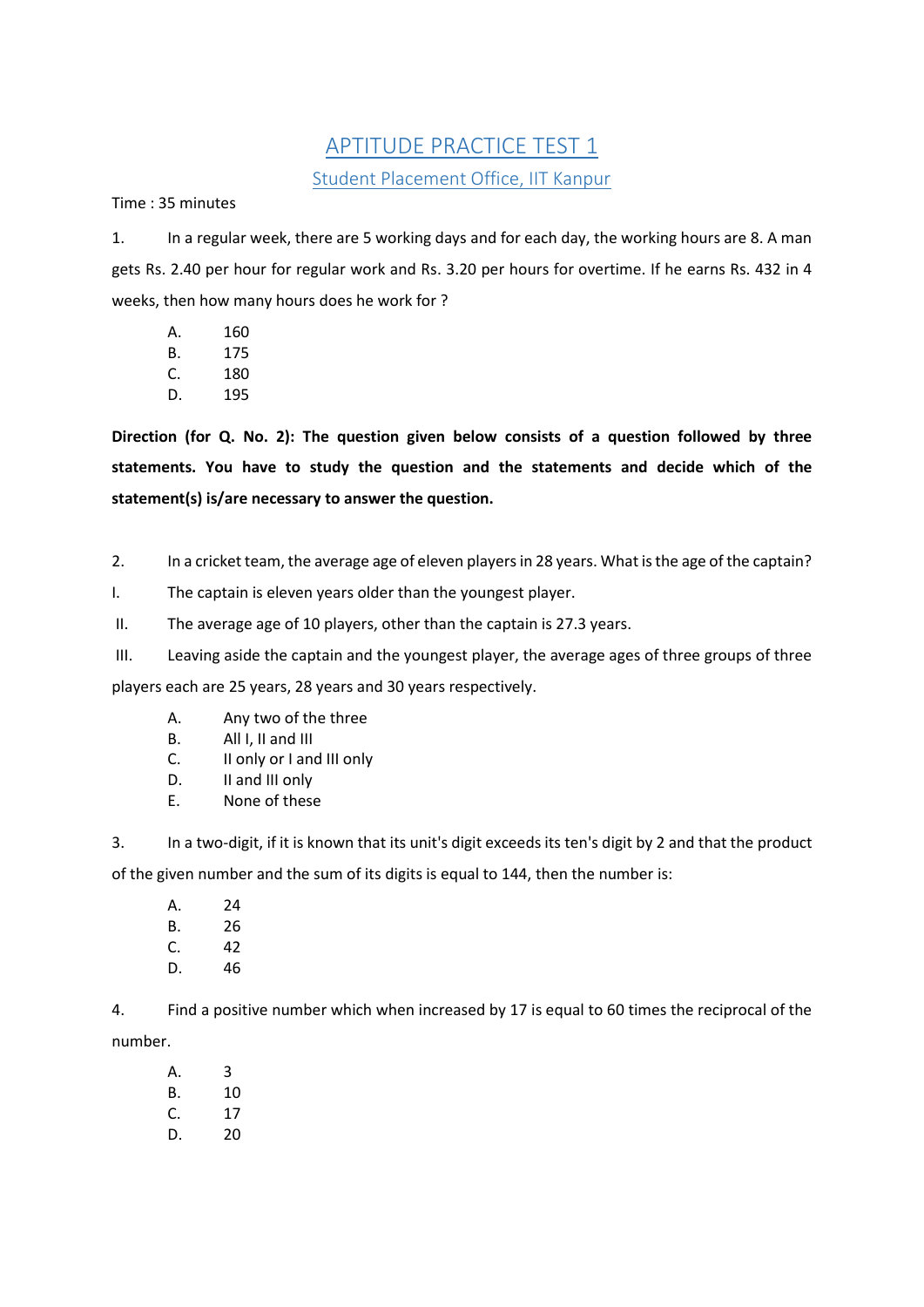# APTITUDE PRACTICE TEST 1

## Student Placement Office, IIT Kanpur

Time : 35 minutes

1. In a regular week, there are 5 working days and for each day, the working hours are 8. A man gets Rs. 2.40 per hour for regular work and Rs. 3.20 per hours for overtime. If he earns Rs. 432 in 4 weeks, then how many hours does he work for ?

   A. 160
   B. 175
   C. 180
   D. 195

**Direction (for Q. No. 2): The question given below consists of a question followed by three statements. You have to study the question and the statements and decide which of the statement(s) is/are necessary to answer the question.**

2. In a cricket team, the average age of eleven players in 28 years. What is the age of the captain?

I. The captain is eleven years older than the youngest player.

II. The average age of 10 players, other than the captain is 27.3 years.

III. Leaving aside the captain and the youngest player, the average ages of three groups of three players each are 25 years, 28 years and 30 years respectively.

   A. Any two of the three
   B. All I, II and III
   C. II only or I and III only
   D. II and III only
   E. None of these

3. In a two-digit, if it is known that its unit's digit exceeds its ten's digit by 2 and that the product of the given number and the sum of its digits is equal to 144, then the number is:

   A. 24
   B. 26
   C. 42
   D. 46

4. Find a positive number which when increased by 17 is equal to 60 times the reciprocal of the number.

   A. 3
   B. 10
   C. 17
   D. 20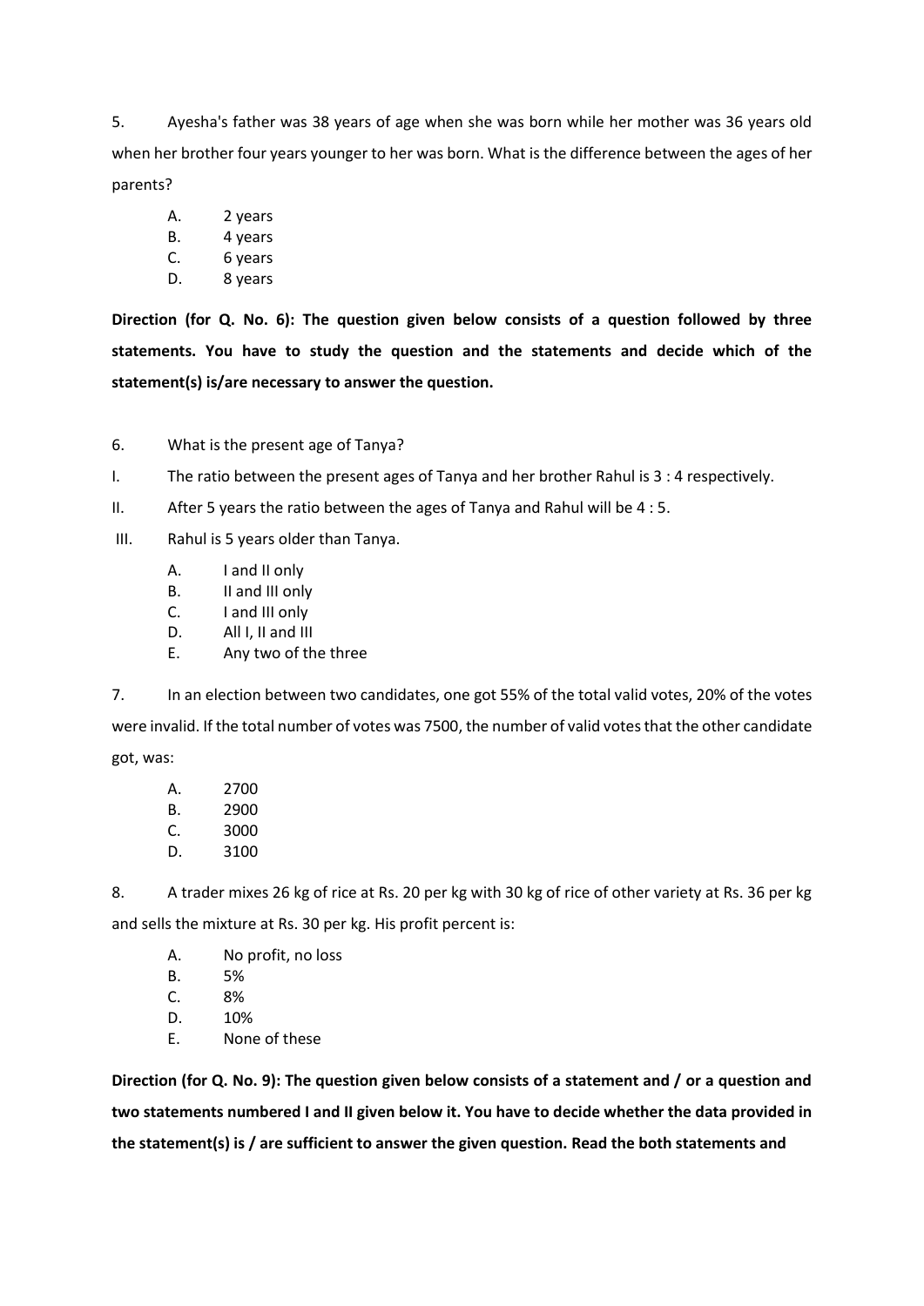5. Ayesha's father was 38 years of age when she was born while her mother was 36 years old when her brother four years younger to her was born. What is the difference between the ages of her parents?

   A. 2 years
   B. 4 years
   C. 6 years
   D. 8 years

**Direction (for Q. No. 6): The question given below consists of a question followed by three statements. You have to study the question and the statements and decide which of the statement(s) is/are necessary to answer the question.**

6. What is the present age of Tanya?

I. The ratio between the present ages of Tanya and her brother Rahul is 3 : 4 respectively.

II. After 5 years the ratio between the ages of Tanya and Rahul will be 4 : 5.

III. Rahul is 5 years older than Tanya.

   A. I and II only
   B. II and III only
   C. I and III only
   D. All I, II and III
   E. Any two of the three

7. In an election between two candidates, one got 55% of the total valid votes, 20% of the votes were invalid. If the total number of votes was 7500, the number of valid votes that the other candidate got, was:

   A. 2700
   B. 2900
   C. 3000
   D. 3100

8. A trader mixes 26 kg of rice at Rs. 20 per kg with 30 kg of rice of other variety at Rs. 36 per kg and sells the mixture at Rs. 30 per kg. His profit percent is:

   A. No profit, no loss
   B. 5%
   C. 8%
   D. 10%
   E. None of these

**Direction (for Q. No. 9): The question given below consists of a statement and / or a question and two statements numbered I and II given below it. You have to decide whether the data provided in the statement(s) is / are sufficient to answer the given question. Read the both statements and**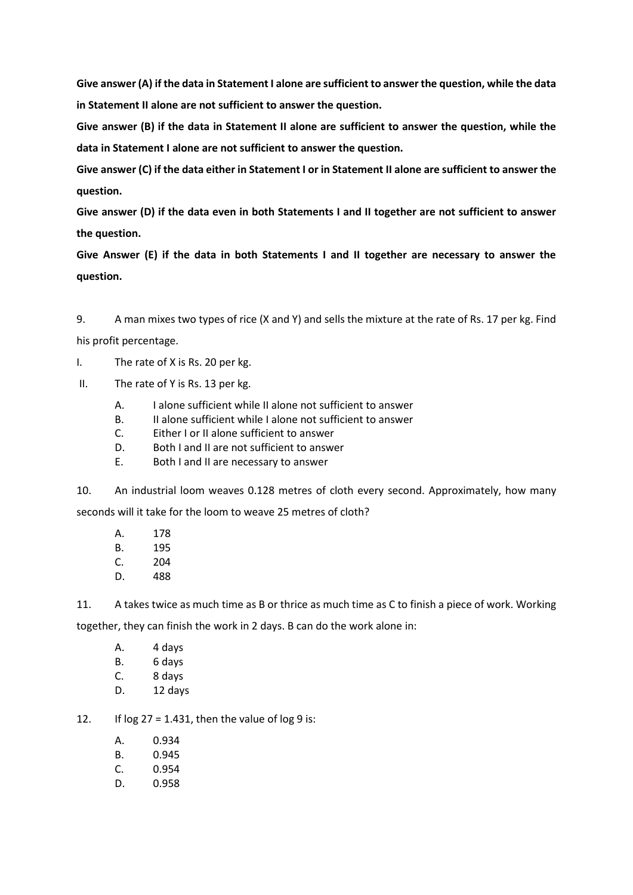**Give answer (A) if the data in Statement I alone are sufficient to answer the question, while the data in Statement II alone are not sufficient to answer the question.**

**Give answer (B) if the data in Statement II alone are sufficient to answer the question, while the data in Statement I alone are not sufficient to answer the question.**

**Give answer (C) if the data either in Statement I or in Statement II alone are sufficient to answer the question.**

**Give answer (D) if the data even in both Statements I and II together are not sufficient to answer the question.**

**Give Answer (E) if the data in both Statements I and II together are necessary to answer the question.**

9. A man mixes two types of rice (X and Y) and sells the mixture at the rate of Rs. 17 per kg. Find his profit percentage.

I. The rate of X is Rs. 20 per kg.

II. The rate of Y is Rs. 13 per kg.

A. I alone sufficient while II alone not sufficient to answer
B. II alone sufficient while I alone not sufficient to answer
C. Either I or II alone sufficient to answer
D. Both I and II are not sufficient to answer
E. Both I and II are necessary to answer

10. An industrial loom weaves 0.128 metres of cloth every second. Approximately, how many seconds will it take for the loom to weave 25 metres of cloth?

A. 178
B. 195
C. 204
D. 488

11. A takes twice as much time as B or thrice as much time as C to finish a piece of work. Working together, they can finish the work in 2 days. B can do the work alone in:

A. 4 days
B. 6 days
C. 8 days
D. 12 days

12. If log 27 = 1.431, then the value of log 9 is:

A. 0.934
B. 0.945
C. 0.954
D. 0.958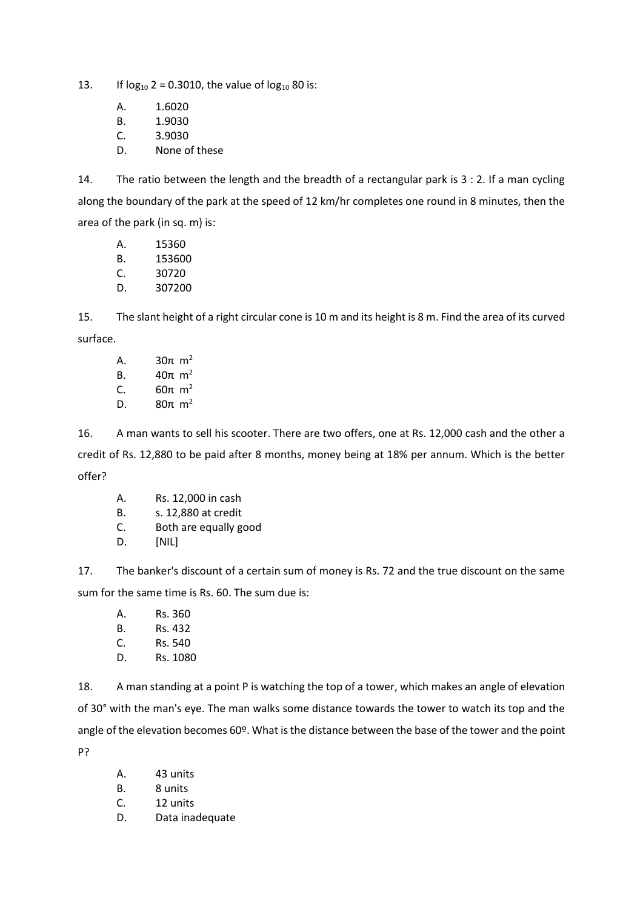13. If $\log_{10} 2 = 0.3010$, the value of $\log_{10} 80$ is:

   A. 1.6020
   B. 1.9030
   C. 3.9030
   D. None of these

14. The ratio between the length and the breadth of a rectangular park is 3 : 2. If a man cycling along the boundary of the park at the speed of 12 km/hr completes one round in 8 minutes, then the area of the park (in sq. m) is:

   A. 15360
   B. 153600
   C. 30720
   D. 307200

15. The slant height of a right circular cone is 10 m and its height is 8 m. Find the area of its curved surface.

   A. $30\pi \ m^2$
   B. $40\pi \ m^2$
   C. $60\pi \ m^2$
   D. $80\pi \ m^2$

16. A man wants to sell his scooter. There are two offers, one at Rs. 12,000 cash and the other a credit of Rs. 12,880 to be paid after 8 months, money being at 18% per annum. Which is the better offer?

   A. Rs. 12,000 in cash
   B. s. 12,880 at credit
   C. Both are equally good
   D. [NIL]

17. The banker's discount of a certain sum of money is Rs. 72 and the true discount on the same sum for the same time is Rs. 60. The sum due is:

   A. Rs. 360
   B. Rs. 432
   C. Rs. 540
   D. Rs. 1080

18. A man standing at a point P is watching the top of a tower, which makes an angle of elevation of 30° with the man's eye. The man walks some distance towards the tower to watch its top and the angle of the elevation becomes 60º. What is the distance between the base of the tower and the point P?

   A. 43 units
   B. 8 units
   C. 12 units
   D. Data inadequate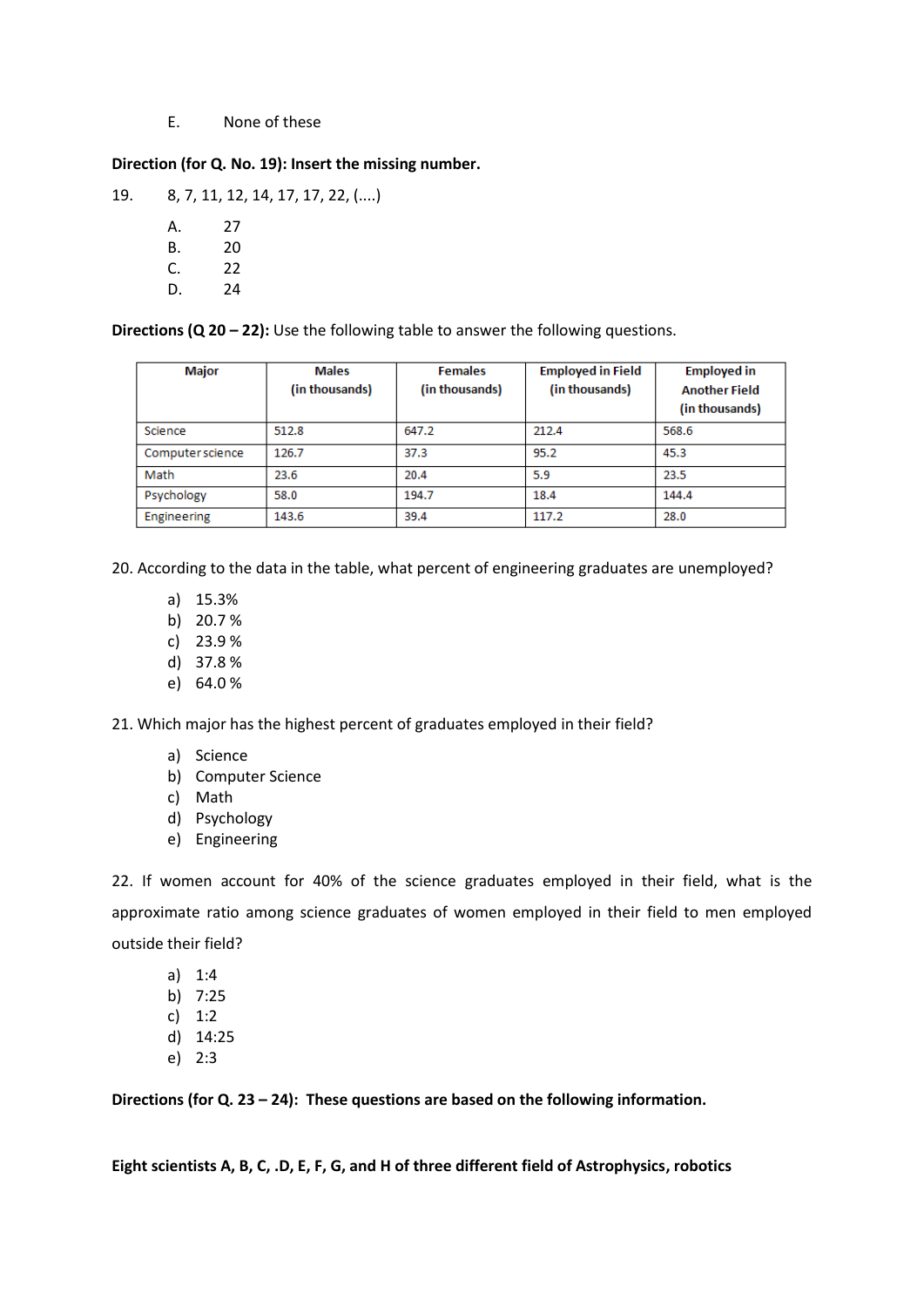E. None of these

**Direction (for Q. No. 19): Insert the missing number.**

19. 8, 7, 11, 12, 14, 17, 17, 22, (....)

A. 27
B. 20
C. 22
D. 24

**Directions (Q 20 – 22):** Use the following table to answer the following questions.

| Major | Males (in thousands) | Females (in thousands) | Employed in Field (in thousands) | Employed in Another Field (in thousands) |
|---|---|---|---|---|
| Science | 512.8 | 647.2 | 212.4 | 568.6 |
| Computer science | 126.7 | 37.3 | 95.2 | 45.3 |
| Math | 23.6 | 20.4 | 5.9 | 23.5 |
| Psychology | 58.0 | 194.7 | 18.4 | 144.4 |
| Engineering | 143.6 | 39.4 | 117.2 | 28.0 |

20. According to the data in the table, what percent of engineering graduates are unemployed?

a) 15.3%
b) 20.7 %
c) 23.9 %
d) 37.8 %
e) 64.0 %

21. Which major has the highest percent of graduates employed in their field?

a) Science
b) Computer Science
c) Math
d) Psychology
e) Engineering

22. If women account for 40% of the science graduates employed in their field, what is the approximate ratio among science graduates of women employed in their field to men employed outside their field?

a) 1:4
b) 7:25
c) 1:2
d) 14:25
e) 2:3

**Directions (for Q. 23 – 24): These questions are based on the following information.**

**Eight scientists A, B, C, .D, E, F, G, and H of three different field of Astrophysics, robotics**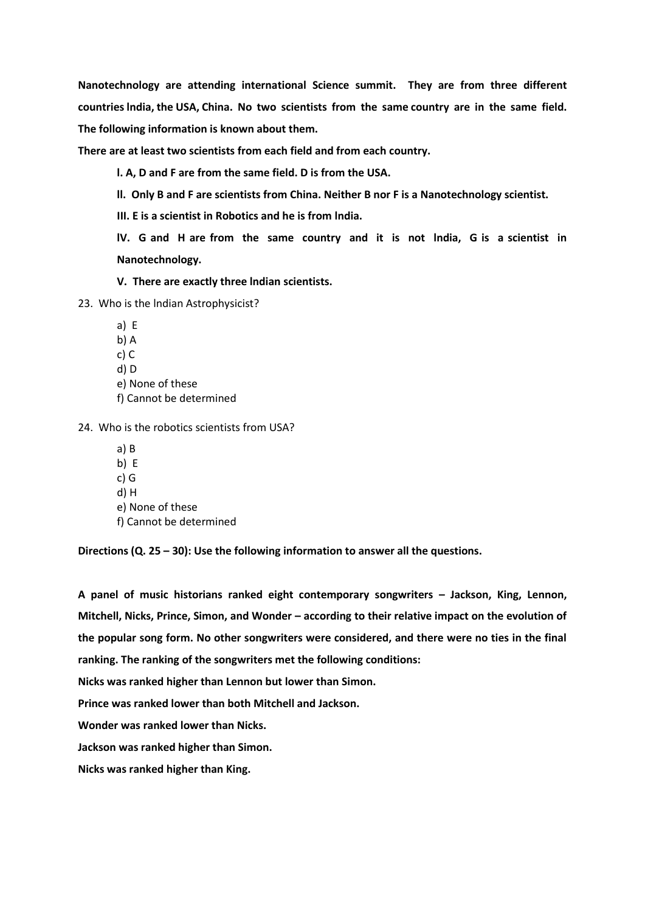**Nanotechnology are attending international Science summit. They are from three different countries India, the USA, China. No two scientists from the same country are in the same field. The following information is known about them.**

**There are at least two scientists from each field and from each country.**

**I. A, D and F are from the same field. D is from the USA.**

**II. Only B and F are scientists from China. Neither B nor F is a Nanotechnology scientist.**

**III. E is a scientist in Robotics and he is from India.**

**IV. G and H are from the same country and it is not India, G is a scientist in Nanotechnology.**

**V. There are exactly three Indian scientists.**

23. Who is the Indian Astrophysicist?

    a) E
    b) A
    c) C
    d) D
    e) None of these
    f) Cannot be determined

24. Who is the robotics scientists from USA?

    a) B
    b) E
    c) G
    d) H
    e) None of these
    f) Cannot be determined

**Directions (Q. 25 – 30): Use the following information to answer all the questions.**

**A panel of music historians ranked eight contemporary songwriters – Jackson, King, Lennon, Mitchell, Nicks, Prince, Simon, and Wonder – according to their relative impact on the evolution of the popular song form. No other songwriters were considered, and there were no ties in the final ranking. The ranking of the songwriters met the following conditions:**

**Nicks was ranked higher than Lennon but lower than Simon.**

**Prince was ranked lower than both Mitchell and Jackson.**

**Wonder was ranked lower than Nicks.**

**Jackson was ranked higher than Simon.**

**Nicks was ranked higher than King.**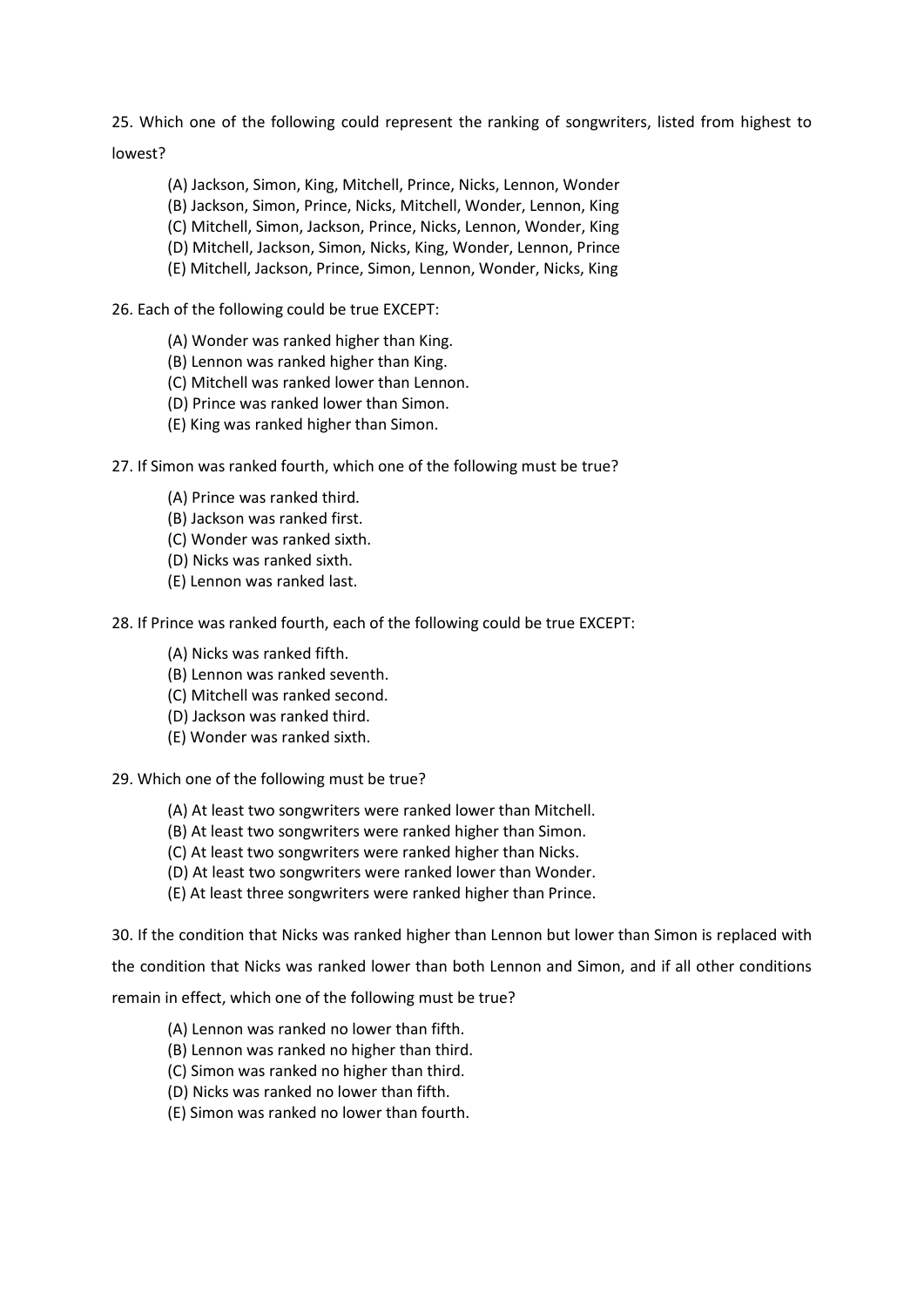25. Which one of the following could represent the ranking of songwriters, listed from highest to lowest?

(A) Jackson, Simon, King, Mitchell, Prince, Nicks, Lennon, Wonder
(B) Jackson, Simon, Prince, Nicks, Mitchell, Wonder, Lennon, King
(C) Mitchell, Simon, Jackson, Prince, Nicks, Lennon, Wonder, King
(D) Mitchell, Jackson, Simon, Nicks, King, Wonder, Lennon, Prince
(E) Mitchell, Jackson, Prince, Simon, Lennon, Wonder, Nicks, King

26. Each of the following could be true EXCEPT:

(A) Wonder was ranked higher than King.
(B) Lennon was ranked higher than King.
(C) Mitchell was ranked lower than Lennon.
(D) Prince was ranked lower than Simon.
(E) King was ranked higher than Simon.

27. If Simon was ranked fourth, which one of the following must be true?

(A) Prince was ranked third.
(B) Jackson was ranked first.
(C) Wonder was ranked sixth.
(D) Nicks was ranked sixth.
(E) Lennon was ranked last.

28. If Prince was ranked fourth, each of the following could be true EXCEPT:

(A) Nicks was ranked fifth.
(B) Lennon was ranked seventh.
(C) Mitchell was ranked second.
(D) Jackson was ranked third.
(E) Wonder was ranked sixth.

29. Which one of the following must be true?

(A) At least two songwriters were ranked lower than Mitchell.
(B) At least two songwriters were ranked higher than Simon.
(C) At least two songwriters were ranked higher than Nicks.
(D) At least two songwriters were ranked lower than Wonder.
(E) At least three songwriters were ranked higher than Prince.

30. If the condition that Nicks was ranked higher than Lennon but lower than Simon is replaced with the condition that Nicks was ranked lower than both Lennon and Simon, and if all other conditions remain in effect, which one of the following must be true?

(A) Lennon was ranked no lower than fifth.
(B) Lennon was ranked no higher than third.
(C) Simon was ranked no higher than third.
(D) Nicks was ranked no lower than fifth.
(E) Simon was ranked no lower than fourth.